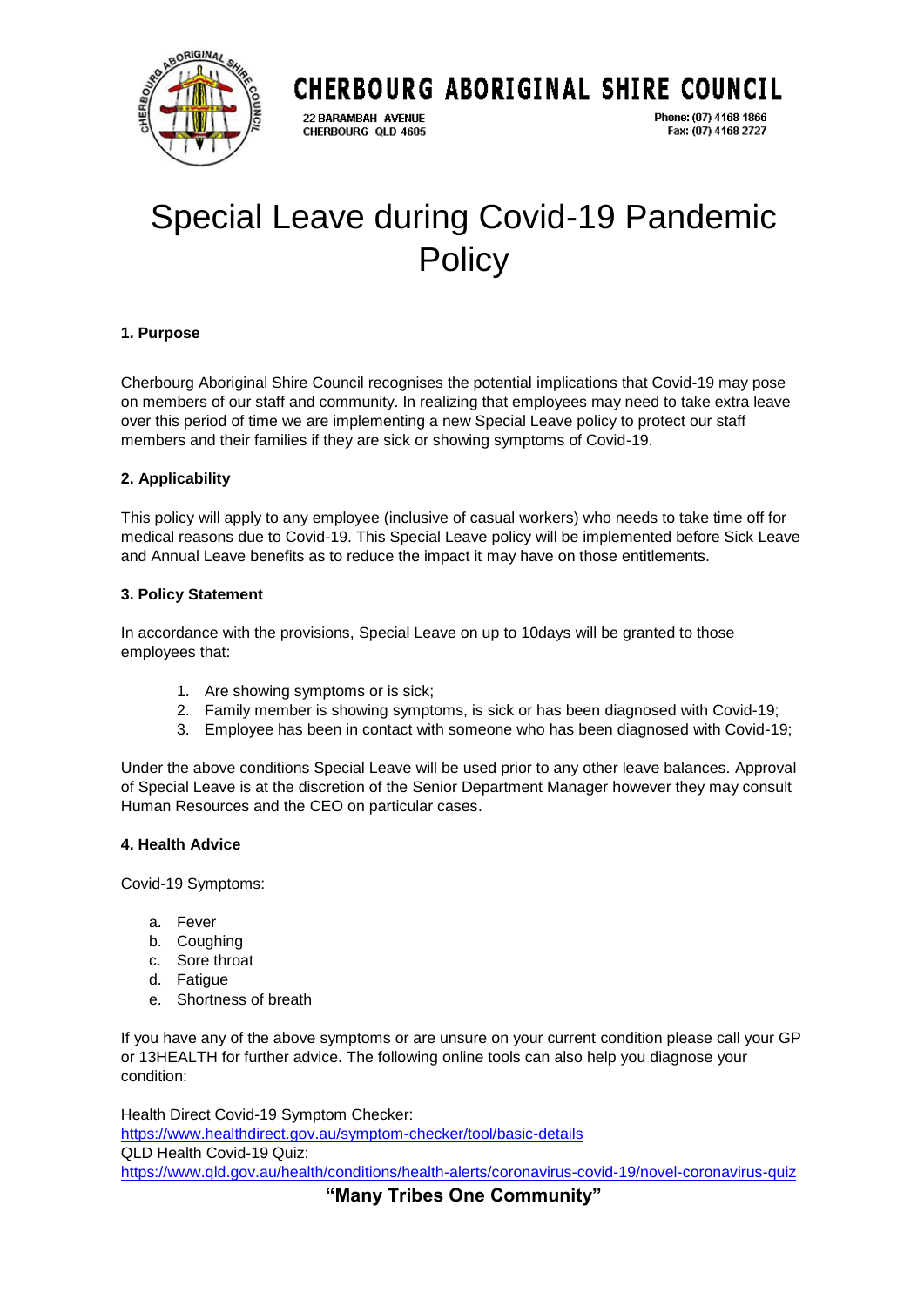**CHERBOURG ABORIGINAL SHIRE COUNCIL**

22 BARAMBAH AVENUE
CHERBOURG QLD 4605

Phone: (07) 4168 1866
Fax: (07) 4168 2727

# Special Leave during Covid-19 Pandemic Policy

### 1. Purpose

Cherbourg Aboriginal Shire Council recognises the potential implications that Covid-19 may pose on members of our staff and community. In realizing that employees may need to take extra leave over this period of time we are implementing a new Special Leave policy to protect our staff members and their families if they are sick or showing symptoms of Covid-19.

### 2. Applicability

This policy will apply to any employee (inclusive of casual workers) who needs to take time off for medical reasons due to Covid-19. This Special Leave policy will be implemented before Sick Leave and Annual Leave benefits as to reduce the impact it may have on those entitlements.

### 3. Policy Statement

In accordance with the provisions, Special Leave on up to 10days will be granted to those employees that:

1. Are showing symptoms or is sick;
2. Family member is showing symptoms, is sick or has been diagnosed with Covid-19;
3. Employee has been in contact with someone who has been diagnosed with Covid-19;

Under the above conditions Special Leave will be used prior to any other leave balances. Approval of Special Leave is at the discretion of the Senior Department Manager however they may consult Human Resources and the CEO on particular cases.

### 4. Health Advice

Covid-19 Symptoms:

a. Fever
b. Coughing
c. Sore throat
d. Fatigue
e. Shortness of breath

If you have any of the above symptoms or are unsure on your current condition please call your GP or 13HEALTH for further advice. The following online tools can also help you diagnose your condition:

Health Direct Covid-19 Symptom Checker:
https://www.healthdirect.gov.au/symptom-checker/tool/basic-details
QLD Health Covid-19 Quiz:
https://www.qld.gov.au/health/conditions/health-alerts/coronavirus-covid-19/novel-coronavirus-quiz

**"Many Tribes One Community"**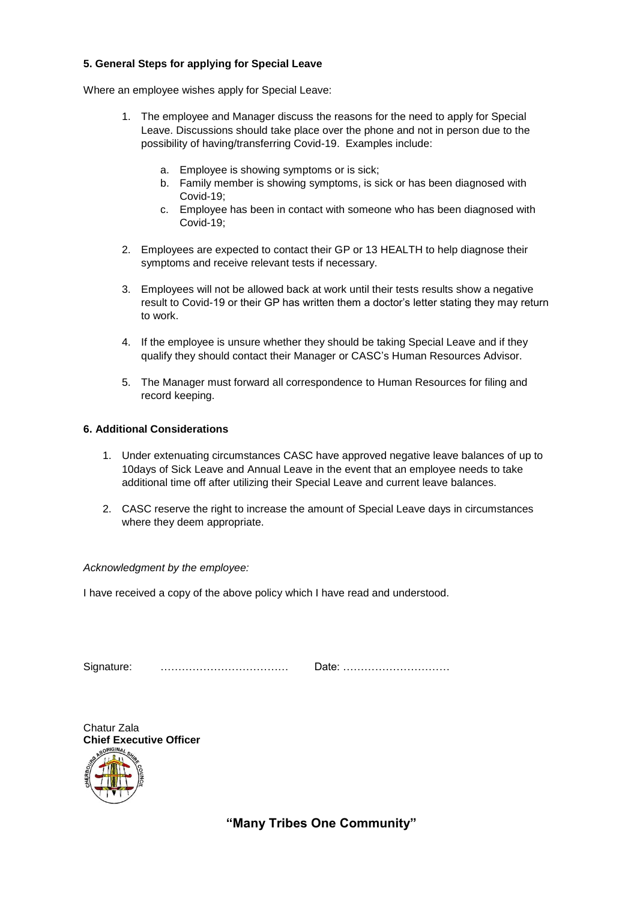**5. General Steps for applying for Special Leave**

Where an employee wishes apply for Special Leave:

1. The employee and Manager discuss the reasons for the need to apply for Special Leave. Discussions should take place over the phone and not in person due to the possibility of having/transferring Covid-19. Examples include:
    a. Employee is showing symptoms or is sick;
    b. Family member is showing symptoms, is sick or has been diagnosed with Covid-19;
    c. Employee has been in contact with someone who has been diagnosed with Covid-19;

2. Employees are expected to contact their GP or 13 HEALTH to help diagnose their symptoms and receive relevant tests if necessary.

3. Employees will not be allowed back at work until their tests results show a negative result to Covid-19 or their GP has written them a doctor's letter stating they may return to work.

4. If the employee is unsure whether they should be taking Special Leave and if they qualify they should contact their Manager or CASC's Human Resources Advisor.

5. The Manager must forward all correspondence to Human Resources for filing and record keeping.

**6. Additional Considerations**

1. Under extenuating circumstances CASC have approved negative leave balances of up to 10days of Sick Leave and Annual Leave in the event that an employee needs to take additional time off after utilizing their Special Leave and current leave balances.

2. CASC reserve the right to increase the amount of Special Leave days in circumstances where they deem appropriate.

*Acknowledgment by the employee:*

I have received a copy of the above policy which I have read and understood.

Signature: ……………………………… Date: …………………………

Chatur Zala
**Chief Executive Officer**

**"Many Tribes One Community"**